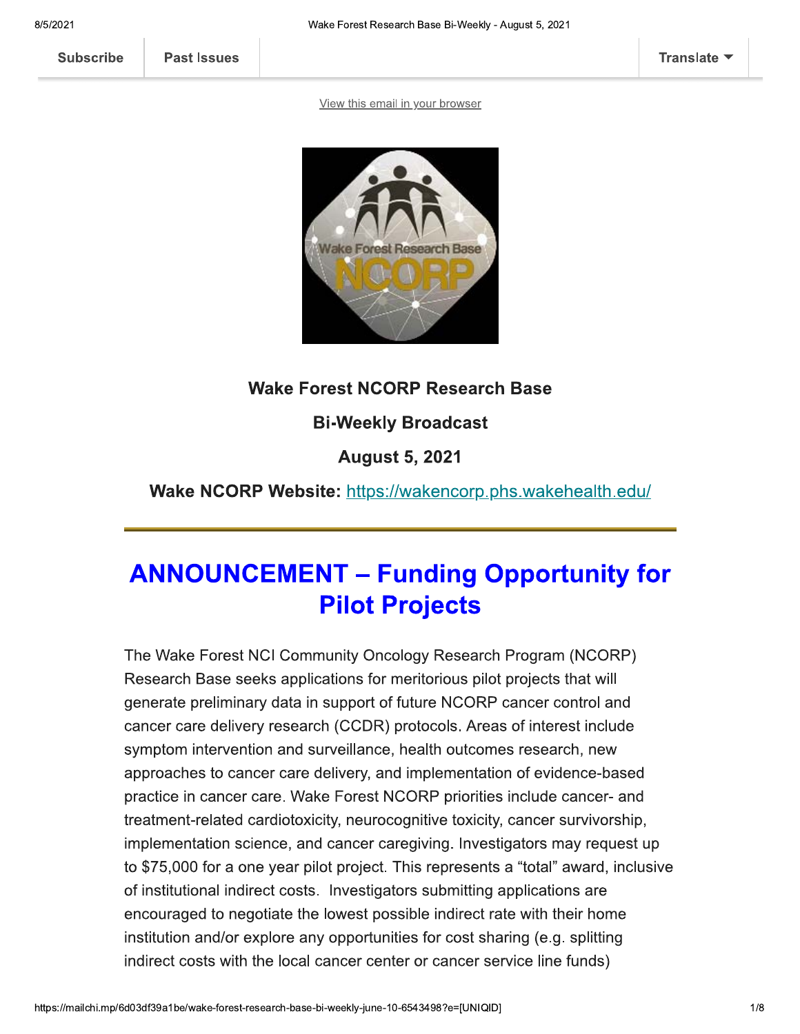Subscribe | Past Issues | Translate

View this email in your browser

**Wake Forest NCORP Research Base**

**Bi-Weekly Broadcast**

**August 5, 2021**

**Wake NCORP Website:** https://wakencorp.phs.wakehealth.edu/

---

# ANNOUNCEMENT – Funding Opportunity for Pilot Projects

The Wake Forest NCI Community Oncology Research Program (NCORP) Research Base seeks applications for meritorious pilot projects that will generate preliminary data in support of future NCORP cancer control and cancer care delivery research (CCDR) protocols. Areas of interest include symptom intervention and surveillance, health outcomes research, new approaches to cancer care delivery, and implementation of evidence-based practice in cancer care. Wake Forest NCORP priorities include cancer- and treatment-related cardiotoxicity, neurocognitive toxicity, cancer survivorship, implementation science, and cancer caregiving. Investigators may request up to $75,000 for a one year pilot project. This represents a "total" award, inclusive of institutional indirect costs. Investigators submitting applications are encouraged to negotiate the lowest possible indirect rate with their home institution and/or explore any opportunities for cost sharing (e.g. splitting indirect costs with the local cancer center or cancer service line funds)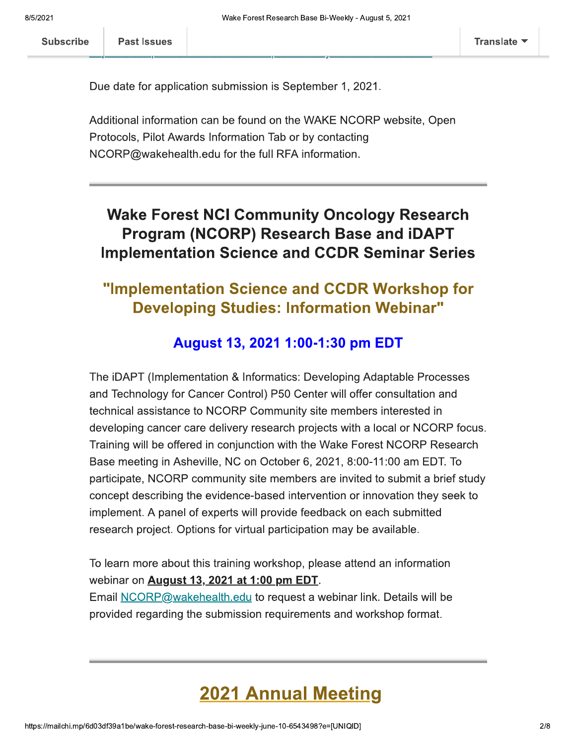Due date for application submission is September 1, 2021.

Additional information can be found on the WAKE NCORP website, Open Protocols, Pilot Awards Information Tab or by contacting NCORP@wakehealth.edu for the full RFA information.

---

## Wake Forest NCI Community Oncology Research Program (NCORP) Research Base and iDAPT Implementation Science and CCDR Seminar Series

### "Implementation Science and CCDR Workshop for Developing Studies: Information Webinar"

### August 13, 2021 1:00-1:30 pm EDT

The iDAPT (Implementation & Informatics: Developing Adaptable Processes and Technology for Cancer Control) P50 Center will offer consultation and technical assistance to NCORP Community site members interested in developing cancer care delivery research projects with a local or NCORP focus. Training will be offered in conjunction with the Wake Forest NCORP Research Base meeting in Asheville, NC on October 6, 2021, 8:00-11:00 am EDT. To participate, NCORP community site members are invited to submit a brief study concept describing the evidence-based intervention or innovation they seek to implement. A panel of experts will provide feedback on each submitted research project. Options for virtual participation may be available.

To learn more about this training workshop, please attend an information webinar on **August 13, 2021 at 1:00 pm EDT**.
Email NCORP@wakehealth.edu to request a webinar link. Details will be provided regarding the submission requirements and workshop format.

---

## 2021 Annual Meeting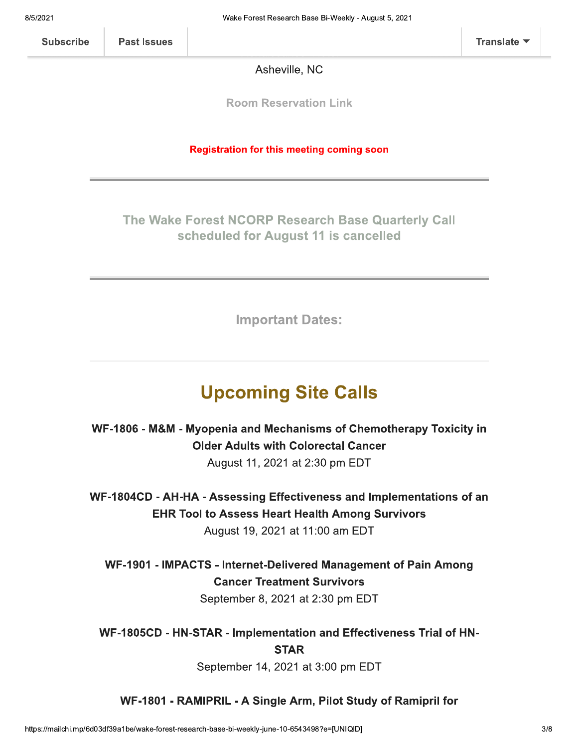Asheville, NC

Room Reservation Link

**Registration for this meeting coming soon**

---

## The Wake Forest NCORP Research Base Quarterly Call scheduled for August 11 is cancelled

---

### Important Dates:

---

## Upcoming Site Calls

**WF-1806 - M&M - Myopenia and Mechanisms of Chemotherapy Toxicity in Older Adults with Colorectal Cancer**
August 11, 2021 at 2:30 pm EDT

**WF-1804CD - AH-HA - Assessing Effectiveness and Implementations of an EHR Tool to Assess Heart Health Among Survivors**
August 19, 2021 at 11:00 am EDT

**WF-1901 - IMPACTS - Internet-Delivered Management of Pain Among Cancer Treatment Survivors**
September 8, 2021 at 2:30 pm EDT

**WF-1805CD - HN-STAR - Implementation and Effectiveness Trial of HN-STAR**
September 14, 2021 at 3:00 pm EDT

**WF-1801 - RAMIPRIL - A Single Arm, Pilot Study of Ramipril for**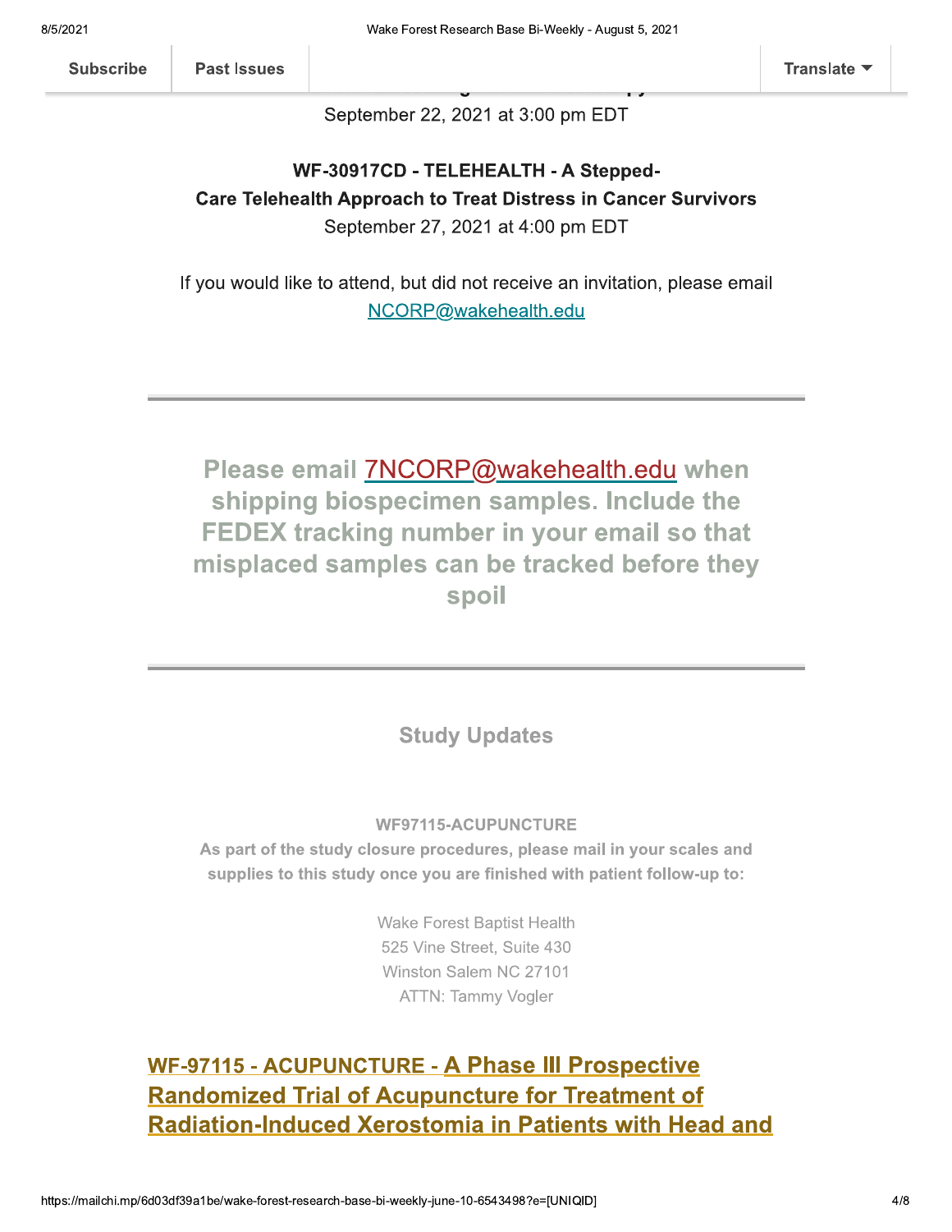September 22, 2021 at 3:00 pm EDT

**WF-30917CD - TELEHEALTH - A Stepped-Care Telehealth Approach to Treat Distress in Cancer Survivors**

September 27, 2021 at 4:00 pm EDT

If you would like to attend, but did not receive an invitation, please email NCORP@wakehealth.edu

---

**Please email 7NCORP@wakehealth.edu when shipping biospecimen samples. Include the FEDEX tracking number in your email so that misplaced samples can be tracked before they spoil**

---

## Study Updates

**WF97115-ACUPUNCTURE**

**As part of the study closure procedures, please mail in your scales and supplies to this study once you are finished with patient follow-up to:**

Wake Forest Baptist Health
525 Vine Street, Suite 430
Winston Salem NC 27101
ATTN: Tammy Vogler

**WF-97115 - ACUPUNCTURE - A Phase III Prospective Randomized Trial of Acupuncture for Treatment of Radiation-Induced Xerostomia in Patients with Head and**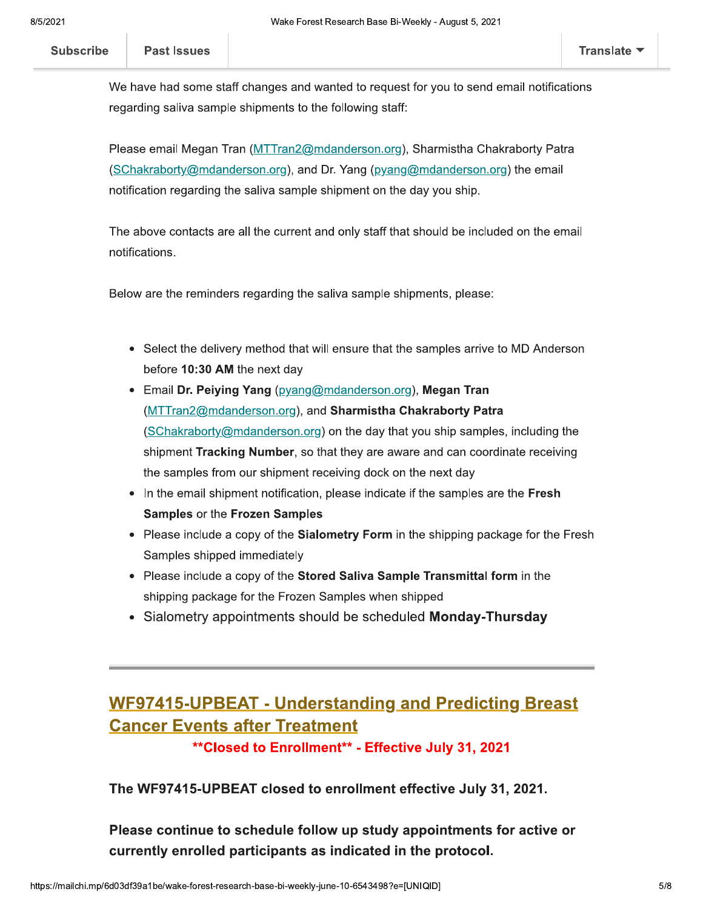We have had some staff changes and wanted to request for you to send email notifications regarding saliva sample shipments to the following staff:

Please email Megan Tran (MTTran2@mdanderson.org), Sharmistha Chakraborty Patra (SChakraborty@mdanderson.org), and Dr. Yang (pyang@mdanderson.org) the email notification regarding the saliva sample shipment on the day you ship.

The above contacts are all the current and only staff that should be included on the email notifications.

Below are the reminders regarding the saliva sample shipments, please:

- Select the delivery method that will ensure that the samples arrive to MD Anderson before **10:30 AM** the next day
- Email **Dr. Peiying Yang** (pyang@mdanderson.org), **Megan Tran** (MTTran2@mdanderson.org), and **Sharmistha Chakraborty Patra** (SChakraborty@mdanderson.org) on the day that you ship samples, including the shipment **Tracking Number**, so that they are aware and can coordinate receiving the samples from our shipment receiving dock on the next day
- In the email shipment notification, please indicate if the samples are the **Fresh Samples** or the **Frozen Samples**
- Please include a copy of the **Sialometry Form** in the shipping package for the Fresh Samples shipped immediately
- Please include a copy of the **Stored Saliva Sample Transmittal form** in the shipping package for the Frozen Samples when shipped
- Sialometry appointments should be scheduled **Monday-Thursday**

---

## WF97415-UPBEAT - Understanding and Predicting Breast Cancer Events after Treatment

**\*\*Closed to Enrollment\*\* - Effective July 31, 2021**

**The WF97415-UPBEAT closed to enrollment effective July 31, 2021.**

**Please continue to schedule follow up study appointments for active or currently enrolled participants as indicated in the protocol.**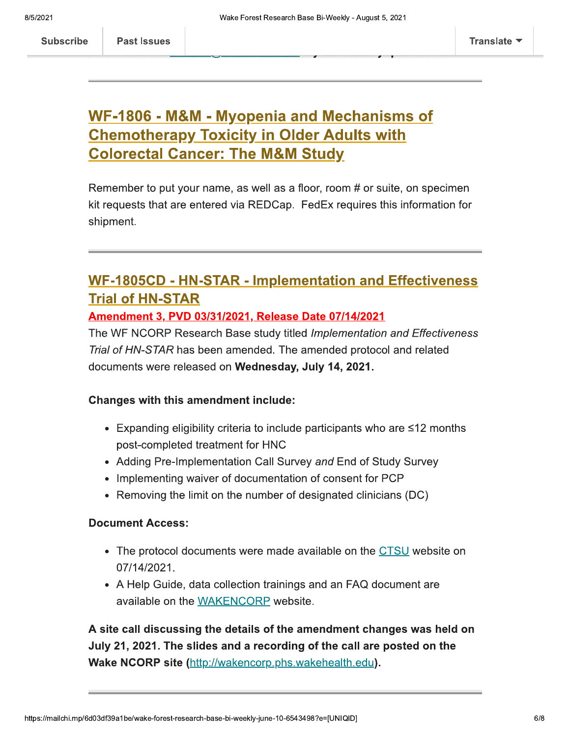## WF-1806 - M&M - Myopenia and Mechanisms of Chemotherapy Toxicity in Older Adults with Colorectal Cancer: The M&M Study

Remember to put your name, as well as a floor, room # or suite, on specimen kit requests that are entered via REDCap. FedEx requires this information for shipment.

---

## WF-1805CD - HN-STAR - Implementation and Effectiveness Trial of HN-STAR

**Amendment 3, PVD 03/31/2021, Release Date 07/14/2021**

The WF NCORP Research Base study titled *Implementation and Effectiveness Trial of HN-STAR* has been amended. The amended protocol and related documents were released on **Wednesday, July 14, 2021.**

**Changes with this amendment include:**

- Expanding eligibility criteria to include participants who are ≤12 months post-completed treatment for HNC
- Adding Pre-Implementation Call Survey *and* End of Study Survey
- Implementing waiver of documentation of consent for PCP
- Removing the limit on the number of designated clinicians (DC)

**Document Access:**

- The protocol documents were made available on the CTSU website on 07/14/2021.
- A Help Guide, data collection trainings and an FAQ document are available on the WAKENCORP website.

**A site call discussing the details of the amendment changes was held on July 21, 2021. The slides and a recording of the call are posted on the Wake NCORP site (http://wakencorp.phs.wakehealth.edu).**

---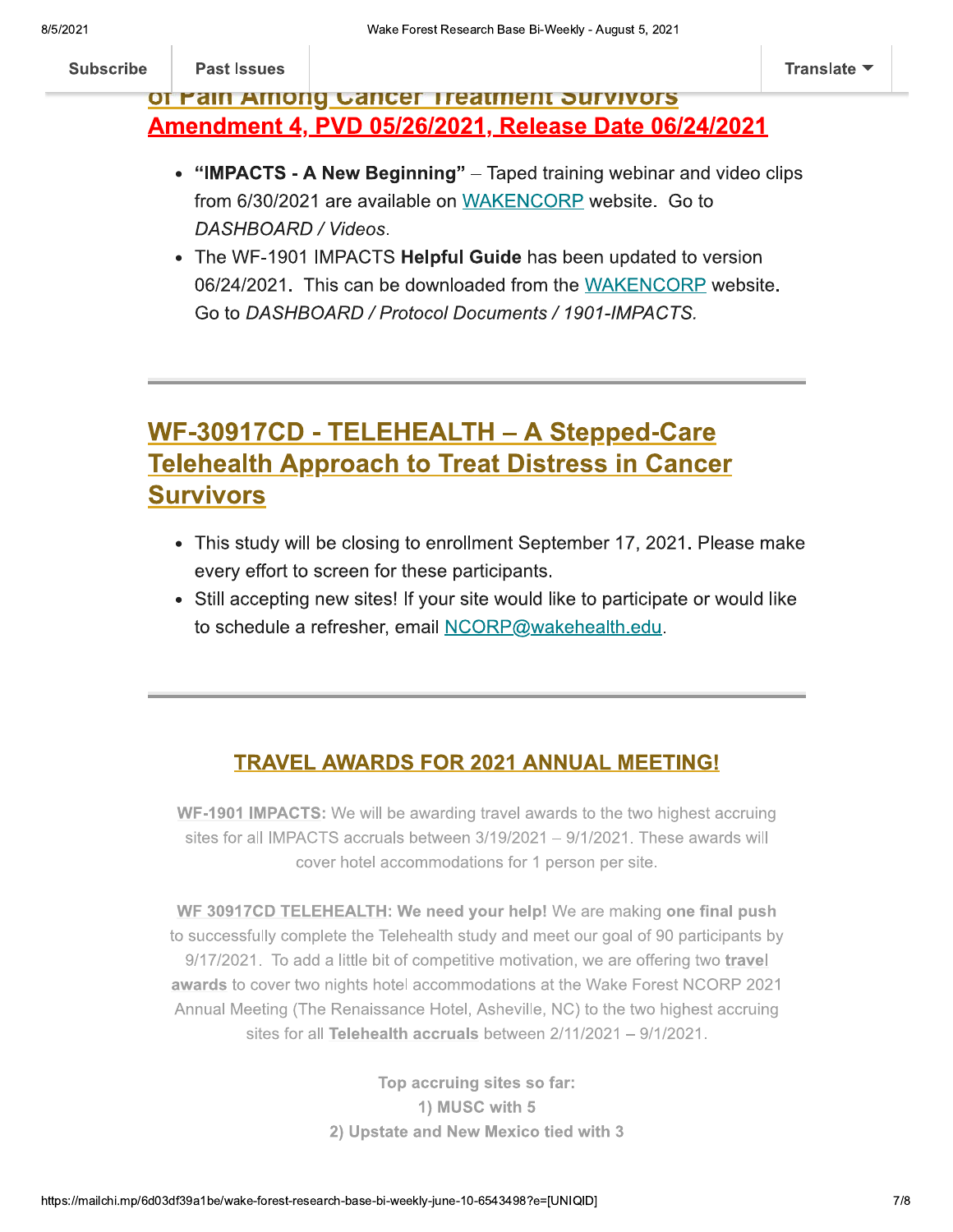of Pain Among Cancer Treatment Survivors
**Amendment 4, PVD 05/26/2021, Release Date 06/24/2021**

- **"IMPACTS - A New Beginning"** – Taped training webinar and video clips from 6/30/2021 are available on WAKENCORP website. Go to *DASHBOARD / Videos*.
- The WF-1901 IMPACTS **Helpful Guide** has been updated to version 06/24/2021. This can be downloaded from the WAKENCORP website. Go to *DASHBOARD / Protocol Documents / 1901-IMPACTS.*

## WF-30917CD - TELEHEALTH – A Stepped-Care Telehealth Approach to Treat Distress in Cancer Survivors

- This study will be closing to enrollment September 17, 2021. Please make every effort to screen for these participants.
- Still accepting new sites! If your site would like to participate or would like to schedule a refresher, email NCORP@wakehealth.edu.

### TRAVEL AWARDS FOR 2021 ANNUAL MEETING!

**WF-1901 IMPACTS:** We will be awarding travel awards to the two highest accruing sites for all IMPACTS accruals between 3/19/2021 – 9/1/2021. These awards will cover hotel accommodations for 1 person per site.

**WF 30917CD TELEHEALTH: We need your help!** We are making **one final push** to successfully complete the Telehealth study and meet our goal of 90 participants by 9/17/2021. To add a little bit of competitive motivation, we are offering two **travel awards** to cover two nights hotel accommodations at the Wake Forest NCORP 2021 Annual Meeting (The Renaissance Hotel, Asheville, NC) to the two highest accruing sites for all **Telehealth accruals** between 2/11/2021 – 9/1/2021.

**Top accruing sites so far:**
**1) MUSC with 5**
**2) Upstate and New Mexico tied with 3**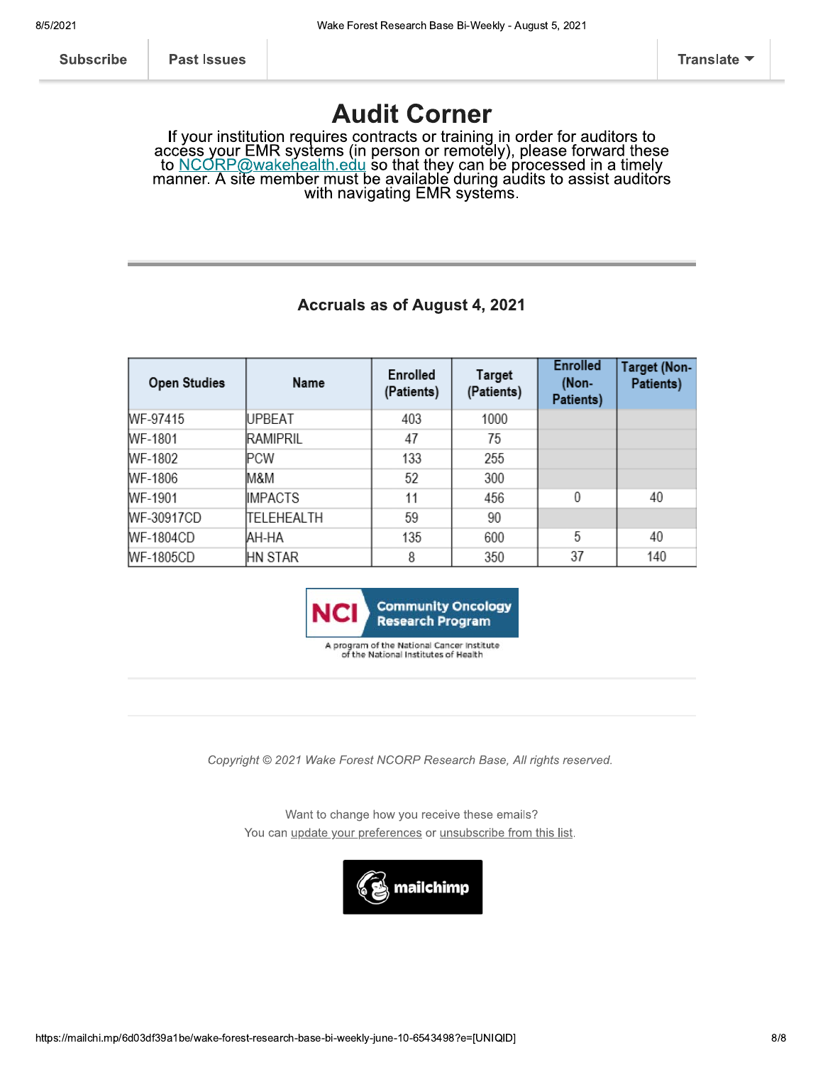Subscribe | Past Issues | Translate

# Audit Corner

If your institution requires contracts or training in order for auditors to access your EMR systems (in person or remotely), please forward these to NCORP@wakehealth.edu so that they can be processed in a timely manner. A site member must be available during audits to assist auditors with navigating EMR systems.

### Accruals as of August 4, 2021

| Open Studies | Name | Enrolled (Patients) | Target (Patients) | Enrolled (Non-Patients) | Target (Non-Patients) |
|---|---|---|---|---|---|
| WF-97415 | UPBEAT | 403 | 1000 | | |
| WF-1801 | RAMIPRIL | 47 | 75 | | |
| WF-1802 | PCW | 133 | 255 | | |
| WF-1806 | M&M | 52 | 300 | | |
| WF-1901 | IMPACTS | 11 | 456 | 0 | 40 |
| WF-30917CD | TELEHEALTH | 59 | 90 | | |
| WF-1804CD | AH-HA | 135 | 600 | 5 | 40 |
| WF-1805CD | HN STAR | 8 | 350 | 37 | 140 |

NCI Community Oncology Research Program

A program of the National Cancer Institute of the National Institutes of Health

*Copyright © 2021 Wake Forest NCORP Research Base, All rights reserved.*

Want to change how you receive these emails?
You can update your preferences or unsubscribe from this list.

mailchimp